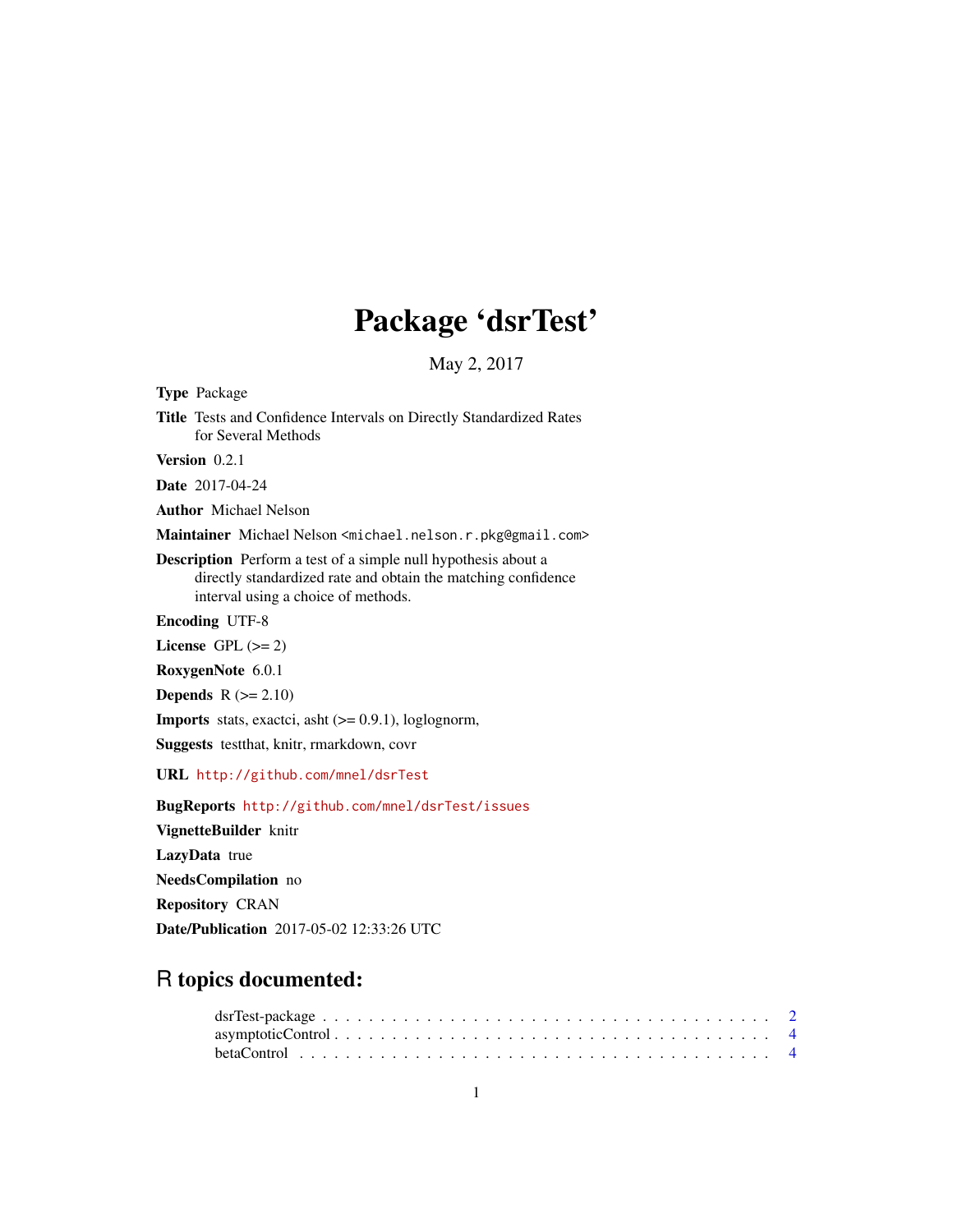# Package 'dsrTest'

May 2, 2017

**Type** Package

**Title** Tests and Confidence Intervals on Directly Standardized Rates for Several Methods

**Version** 0.2.1

**Date** 2017-04-24

**Author** Michael Nelson

**Maintainer** Michael Nelson <michael.nelson.r.pkg@gmail.com>

**Description** Perform a test of a simple null hypothesis about a directly standardized rate and obtain the matching confidence interval using a choice of methods.

**Encoding** UTF-8

**License** GPL (>= 2)

**RoxygenNote** 6.0.1

**Depends** R (>= 2.10)

**Imports** stats, exactci, asht (>= 0.9.1), loglognorm,

**Suggests** testthat, knitr, rmarkdown, covr

**URL** http://github.com/mnel/dsrTest

**BugReports** http://github.com/mnel/dsrTest/issues

**VignetteBuilder** knitr

**LazyData** true

**NeedsCompilation** no

**Repository** CRAN

**Date/Publication** 2017-05-02 12:33:26 UTC

## R topics documented:

dsrTest-package . . . . . . . . . . . . . . . . . . . . . . . . . . . . . . . . . . . . . . 2
asymptoticControl . . . . . . . . . . . . . . . . . . . . . . . . . . . . . . . . . . . . . 4
betaControl . . . . . . . . . . . . . . . . . . . . . . . . . . . . . . . . . . . . . . . . . 4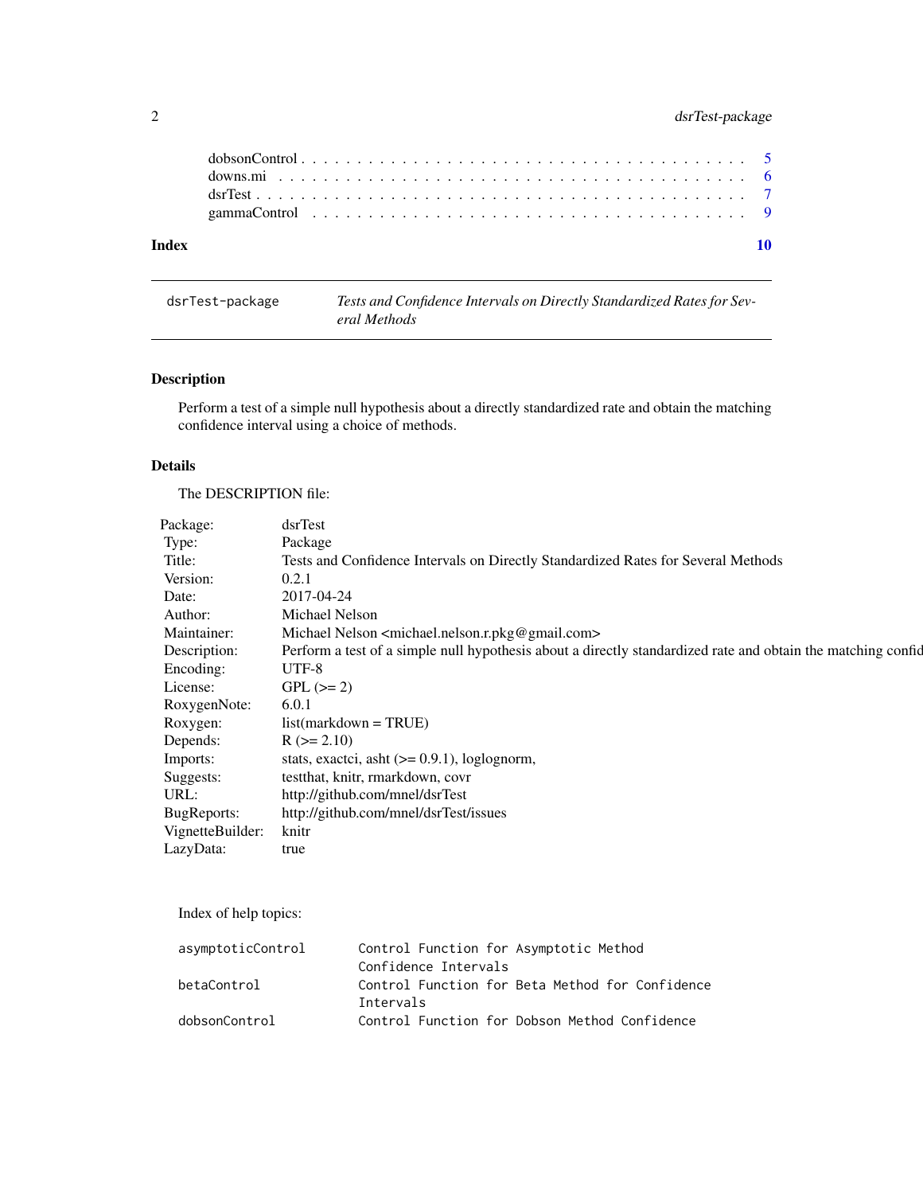| | |
|---|---|
| dobsonControl | 5 |
| downs.mi | 6 |
| dsrTest | 7 |
| gammaControl | 9 |

**Index** **10**

---

dsrTest-package — *Tests and Confidence Intervals on Directly Standardized Rates for Several Methods*

---

## Description

Perform a test of a simple null hypothesis about a directly standardized rate and obtain the matching confidence interval using a choice of methods.

## Details

The DESCRIPTION file:

| | |
|---|---|
| Package: | dsrTest |
| Type: | Package |
| Title: | Tests and Confidence Intervals on Directly Standardized Rates for Several Methods |
| Version: | 0.2.1 |
| Date: | 2017-04-24 |
| Author: | Michael Nelson |
| Maintainer: | Michael Nelson <michael.nelson.r.pkg@gmail.com> |
| Description: | Perform a test of a simple null hypothesis about a directly standardized rate and obtain the matching confid |
| Encoding: | UTF-8 |
| License: | GPL (>= 2) |
| RoxygenNote: | 6.0.1 |
| Roxygen: | list(markdown = TRUE) |
| Depends: | R (>= 2.10) |
| Imports: | stats, exactci, asht (>= 0.9.1), loglognorm, |
| Suggests: | testthat, knitr, rmarkdown, covr |
| URL: | http://github.com/mnel/dsrTest |
| BugReports: | http://github.com/mnel/dsrTest/issues |
| VignetteBuilder: | knitr |
| LazyData: | true |

Index of help topics:

```
asymptoticControl       Control Function for Asymptotic Method
                        Confidence Intervals
betaControl             Control Function for Beta Method for Confidence
                        Intervals
dobsonControl           Control Function for Dobson Method Confidence
```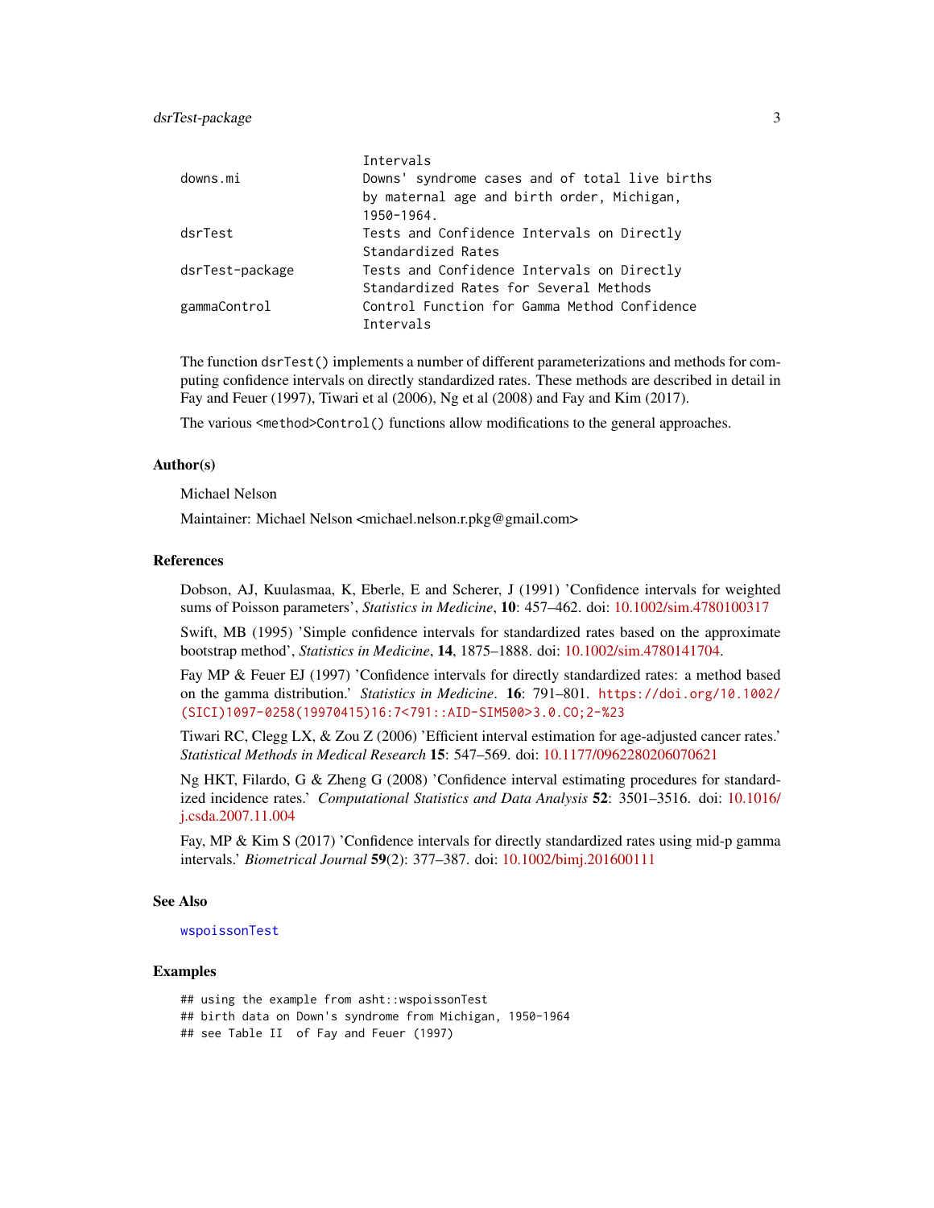| | |
|---|---|
| | Intervals |
| downs.mi | Downs' syndrome cases and of total live births by maternal age and birth order, Michigan, 1950-1964. |
| dsrTest | Tests and Confidence Intervals on Directly Standardized Rates |
| dsrTest-package | Tests and Confidence Intervals on Directly Standardized Rates for Several Methods |
| gammaControl | Control Function for Gamma Method Confidence Intervals |

The function `dsrTest()` implements a number of different parameterizations and methods for computing confidence intervals on directly standardized rates. These methods are described in detail in Fay and Feuer (1997), Tiwari et al (2006), Ng et al (2008) and Fay and Kim (2017).

The various `<method>Control()` functions allow modifications to the general approaches.

## Author(s)

Michael Nelson

Maintainer: Michael Nelson <michael.nelson.r.pkg@gmail.com>

## References

Dobson, AJ, Kuulasmaa, K, Eberle, E and Scherer, J (1991) 'Confidence intervals for weighted sums of Poisson parameters', *Statistics in Medicine*, **10**: 457–462. doi: 10.1002/sim.4780100317

Swift, MB (1995) 'Simple confidence intervals for standardized rates based on the approximate bootstrap method', *Statistics in Medicine*, **14**, 1875–1888. doi: 10.1002/sim.4780141704.

Fay MP & Feuer EJ (1997) 'Confidence intervals for directly standardized rates: a method based on the gamma distribution.' *Statistics in Medicine*. **16**: 791–801. https://doi.org/10.1002/(SICI)1097-0258(19970415)16:7<791::AID-SIM500>3.0.CO;2-%23

Tiwari RC, Clegg LX, & Zou Z (2006) 'Efficient interval estimation for age-adjusted cancer rates.' *Statistical Methods in Medical Research* **15**: 547–569. doi: 10.1177/0962280206070621

Ng HKT, Filardo, G & Zheng G (2008) 'Confidence interval estimating procedures for standardized incidence rates.' *Computational Statistics and Data Analysis* **52**: 3501–3516. doi: 10.1016/j.csda.2007.11.004

Fay, MP & Kim S (2017) 'Confidence intervals for directly standardized rates using mid-p gamma intervals.' *Biometrical Journal* **59**(2): 377–387. doi: 10.1002/bimj.201600111

## See Also

wspoissonTest

## Examples

```
## using the example from asht::wspoissonTest
## birth data on Down's syndrome from Michigan, 1950-1964
## see Table II  of Fay and Feuer (1997)
```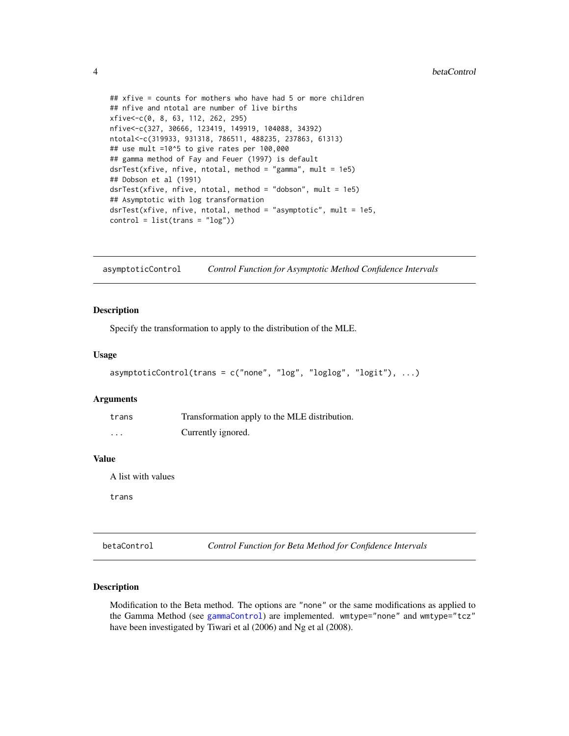```
## xfive = counts for mothers who have had 5 or more children
## nfive and ntotal are number of live births
xfive<-c(0, 8, 63, 112, 262, 295)
nfive<-c(327, 30666, 123419, 149919, 104088, 34392)
ntotal<-c(319933, 931318, 786511, 488235, 237863, 61313)
## use mult =10^5 to give rates per 100,000
## gamma method of Fay and Feuer (1997) is default
dsrTest(xfive, nfive, ntotal, method = "gamma", mult = 1e5)
## Dobson et al (1991)
dsrTest(xfive, nfive, ntotal, method = "dobson", mult = 1e5)
## Asymptotic with log transformation
dsrTest(xfive, nfive, ntotal, method = "asymptotic", mult = 1e5,
control = list(trans = "log"))
```

---

## asymptoticControl — *Control Function for Asymptotic Method Confidence Intervals*

### Description

Specify the transformation to apply to the distribution of the MLE.

### Usage

```
asymptoticControl(trans = c("none", "log", "loglog", "logit"), ...)
```

### Arguments

| | |
|---|---|
| `trans` | Transformation apply to the MLE distribution. |
| `...` | Currently ignored. |

### Value

A list with values

`trans`

---

## betaControl — *Control Function for Beta Method for Confidence Intervals*

### Description

Modification to the Beta method. The options are "none" or the same modifications as applied to the Gamma Method (see `gammaControl`) are implemented. `wmtype="none"` and `wmtype="tcz"` have been investigated by Tiwari et al (2006) and Ng et al (2008).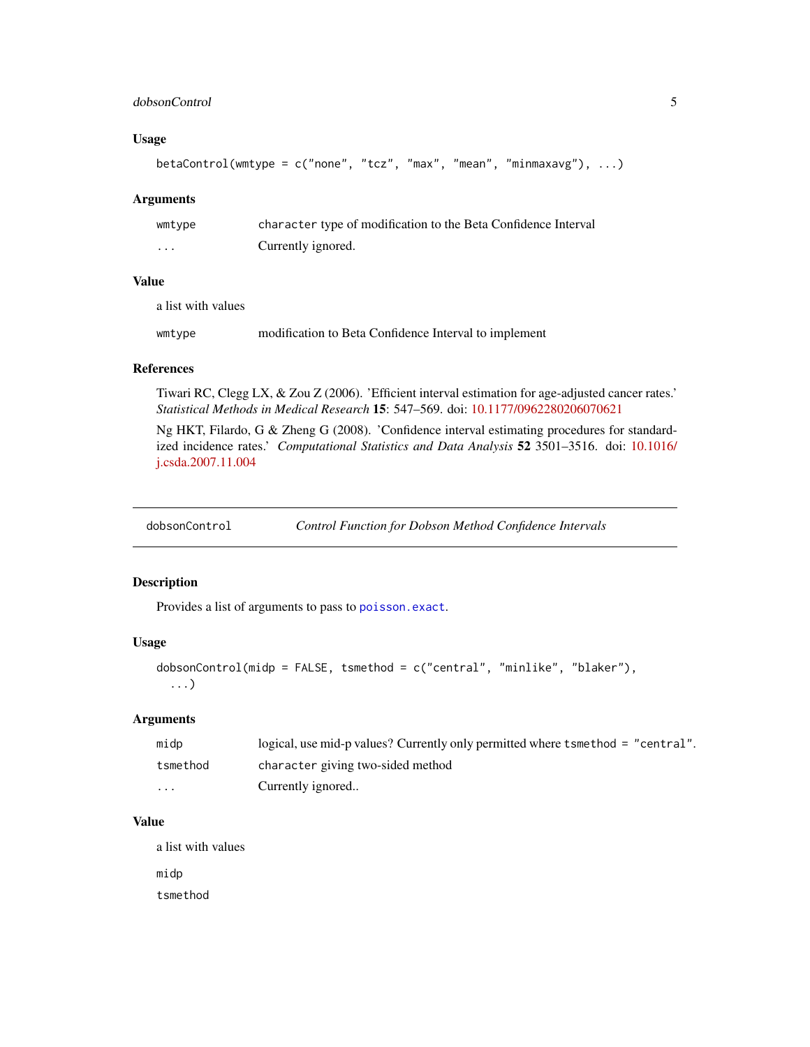### Usage

```
betaControl(wmtype = c("none", "tcz", "max", "mean", "minmaxavg"), ...)
```

### Arguments

| | |
|---|---|
| `wmtype` | `character` type of modification to the Beta Confidence Interval |
| `...` | Currently ignored. |

### Value

a list with values

| | |
|---|---|
| `wmtype` | modification to Beta Confidence Interval to implement |

### References

Tiwari RC, Clegg LX, & Zou Z (2006). 'Efficient interval estimation for age-adjusted cancer rates.' *Statistical Methods in Medical Research* **15**: 547–569. doi: 10.1177/0962280206070621

Ng HKT, Filardo, G & Zheng G (2008). 'Confidence interval estimating procedures for standardized incidence rates.' *Computational Statistics and Data Analysis* **52** 3501–3516. doi: 10.1016/j.csda.2007.11.004

---

## `dobsonControl` — *Control Function for Dobson Method Confidence Intervals*

### Description

Provides a list of arguments to pass to `poisson.exact`.

### Usage

```
dobsonControl(midp = FALSE, tsmethod = c("central", "minlike", "blaker"),
  ...)
```

### Arguments

| | |
|---|---|
| `midp` | logical, use mid-p values? Currently only permitted where `tsmethod = "central"`. |
| `tsmethod` | `character` giving two-sided method |
| `...` | Currently ignored.. |

### Value

a list with values

`midp`

`tsmethod`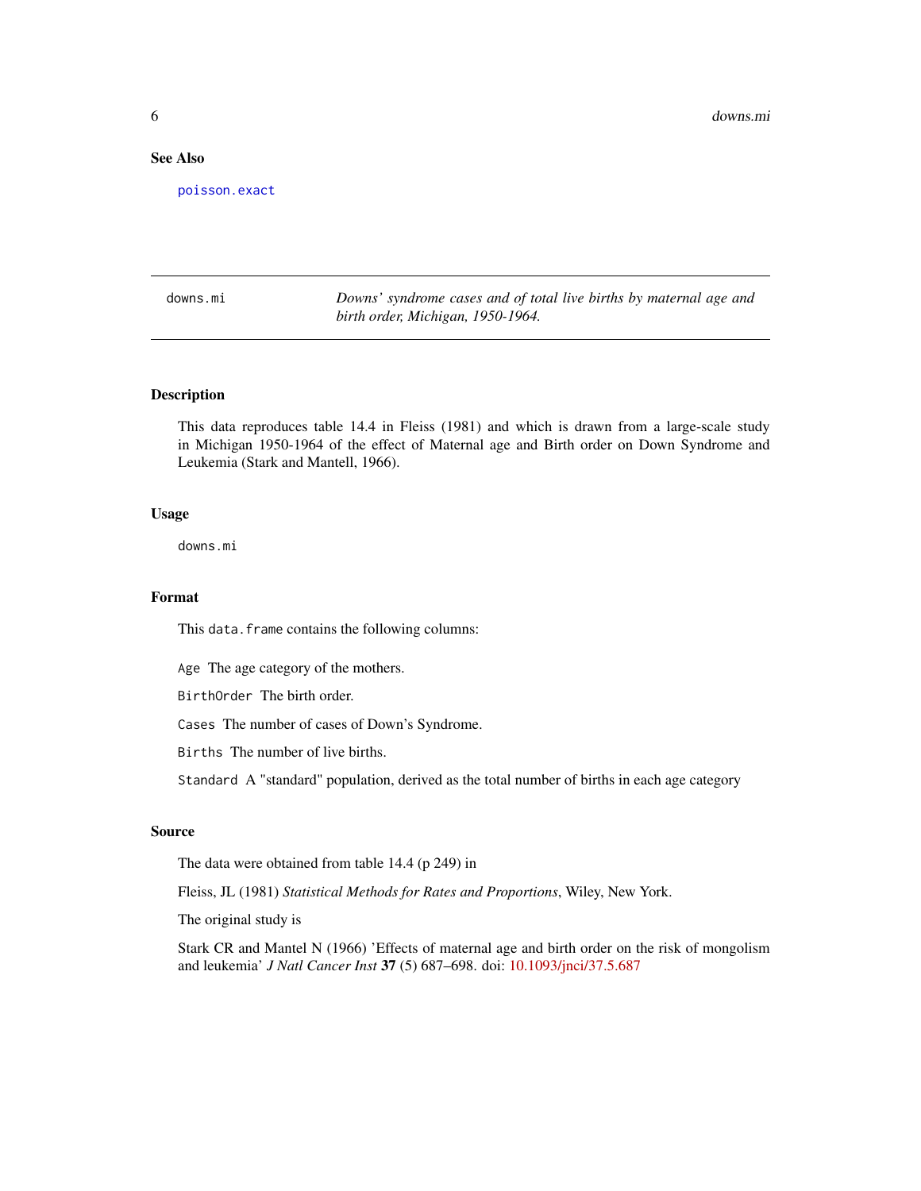## See Also

poisson.exact

## downs.mi

*Downs' syndrome cases and of total live births by maternal age and birth order, Michigan, 1950-1964.*

### Description

This data reproduces table 14.4 in Fleiss (1981) and which is drawn from a large-scale study in Michigan 1950-1964 of the effect of Maternal age and Birth order on Down Syndrome and Leukemia (Stark and Mantell, 1966).

### Usage

```
downs.mi
```

### Format

This `data.frame` contains the following columns:

`Age` The age category of the mothers.

`BirthOrder` The birth order.

`Cases` The number of cases of Down's Syndrome.

`Births` The number of live births.

`Standard` A "standard" population, derived as the total number of births in each age category

### Source

The data were obtained from table 14.4 (p 249) in

Fleiss, JL (1981) *Statistical Methods for Rates and Proportions*, Wiley, New York.

The original study is

Stark CR and Mantel N (1966) 'Effects of maternal age and birth order on the risk of mongolism and leukemia' *J Natl Cancer Inst* **37** (5) 687–698. doi: 10.1093/jnci/37.5.687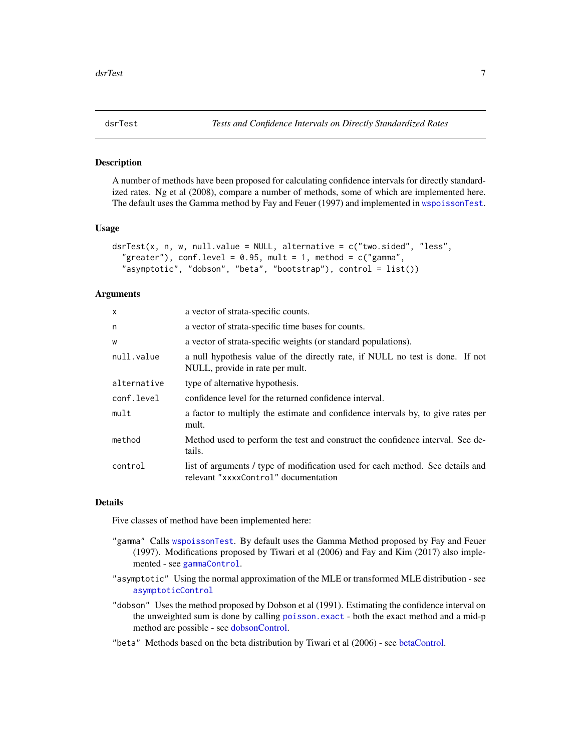## dsrTest — *Tests and Confidence Intervals on Directly Standardized Rates*

### Description

A number of methods have been proposed for calculating confidence intervals for directly standardized rates. Ng et al (2008), compare a number of methods, some of which are implemented here. The default uses the Gamma method by Fay and Feuer (1997) and implemented in `wspoissonTest`.

### Usage

```
dsrTest(x, n, w, null.value = NULL, alternative = c("two.sided", "less",
  "greater"), conf.level = 0.95, mult = 1, method = c("gamma",
  "asymptotic", "dobson", "beta", "bootstrap"), control = list())
```

### Arguments

| Argument | Description |
|---|---|
| `x` | a vector of strata-specific counts. |
| `n` | a vector of strata-specific time bases for counts. |
| `w` | a vector of strata-specific weights (or standard populations). |
| `null.value` | a null hypothesis value of the directly rate, if NULL no test is done. If not NULL, provide in rate per mult. |
| `alternative` | type of alternative hypothesis. |
| `conf.level` | confidence level for the returned confidence interval. |
| `mult` | a factor to multiply the estimate and confidence intervals by, to give rates per mult. |
| `method` | Method used to perform the test and construct the confidence interval. See details. |
| `control` | list of arguments / type of modification used for each method. See details and relevant "xxxxControl" documentation |

### Details

Five classes of method have been implemented here:

- `"gamma"` Calls `wspoissonTest`. By default uses the Gamma Method proposed by Fay and Feuer (1997). Modifications proposed by Tiwari et al (2006) and Fay and Kim (2017) also implemented - see `gammaControl`.
- `"asymptotic"` Using the normal approximation of the MLE or transformed MLE distribution - see `asymptoticControl`
- `"dobson"` Uses the method proposed by Dobson et al (1991). Estimating the confidence interval on the unweighted sum is done by calling `poisson.exact` - both the exact method and a mid-p method are possible - see dobsonControl.
- `"beta"` Methods based on the beta distribution by Tiwari et al (2006) - see betaControl.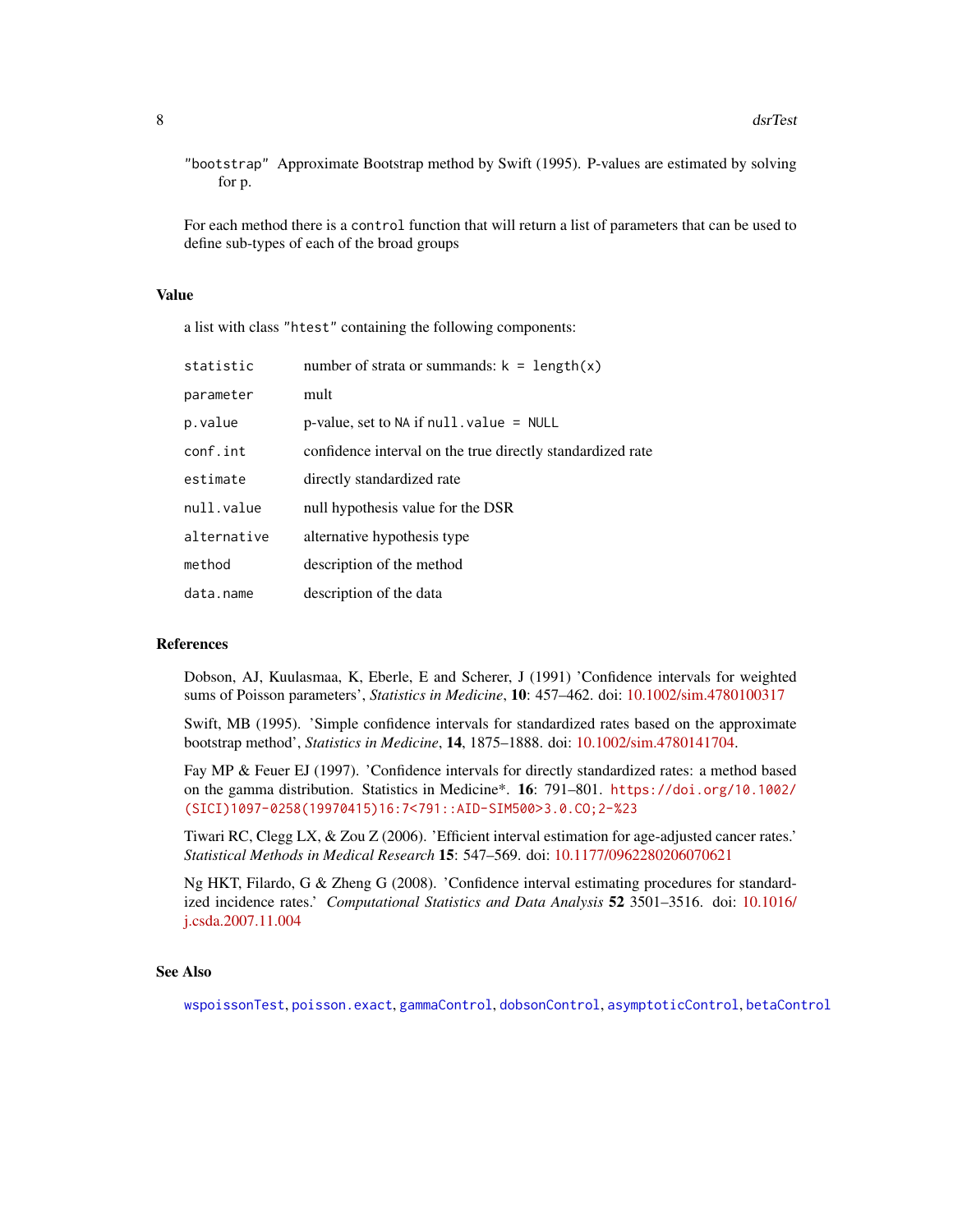"bootstrap" Approximate Bootstrap method by Swift (1995). P-values are estimated by solving for p.

For each method there is a `control` function that will return a list of parameters that can be used to define sub-types of each of the broad groups

## Value

a list with class "htest" containing the following components:

| | |
|---|---|
| statistic | number of strata or summands: `k = length(x)` |
| parameter | mult |
| p.value | p-value, set to NA if `null.value = NULL` |
| conf.int | confidence interval on the true directly standardized rate |
| estimate | directly standardized rate |
| null.value | null hypothesis value for the DSR |
| alternative | alternative hypothesis type |
| method | description of the method |
| data.name | description of the data |

## References

Dobson, AJ, Kuulasmaa, K, Eberle, E and Scherer, J (1991) 'Confidence intervals for weighted sums of Poisson parameters', *Statistics in Medicine*, **10**: 457–462. doi: 10.1002/sim.4780100317

Swift, MB (1995). 'Simple confidence intervals for standardized rates based on the approximate bootstrap method', *Statistics in Medicine*, **14**, 1875–1888. doi: 10.1002/sim.4780141704.

Fay MP & Feuer EJ (1997). 'Confidence intervals for directly standardized rates: a method based on the gamma distribution. Statistics in Medicine*. **16**: 791–801. https://doi.org/10.1002/(SICI)1097-0258(19970415)16:7<791::AID-SIM500>3.0.CO;2-%23

Tiwari RC, Clegg LX, & Zou Z (2006). 'Efficient interval estimation for age-adjusted cancer rates.' *Statistical Methods in Medical Research* **15**: 547–569. doi: 10.1177/0962280206070621

Ng HKT, Filardo, G & Zheng G (2008). 'Confidence interval estimating procedures for standardized incidence rates.' *Computational Statistics and Data Analysis* **52** 3501–3516. doi: 10.1016/j.csda.2007.11.004

## See Also

wspoissonTest, poisson.exact, gammaControl, dobsonControl, asymptoticControl, betaControl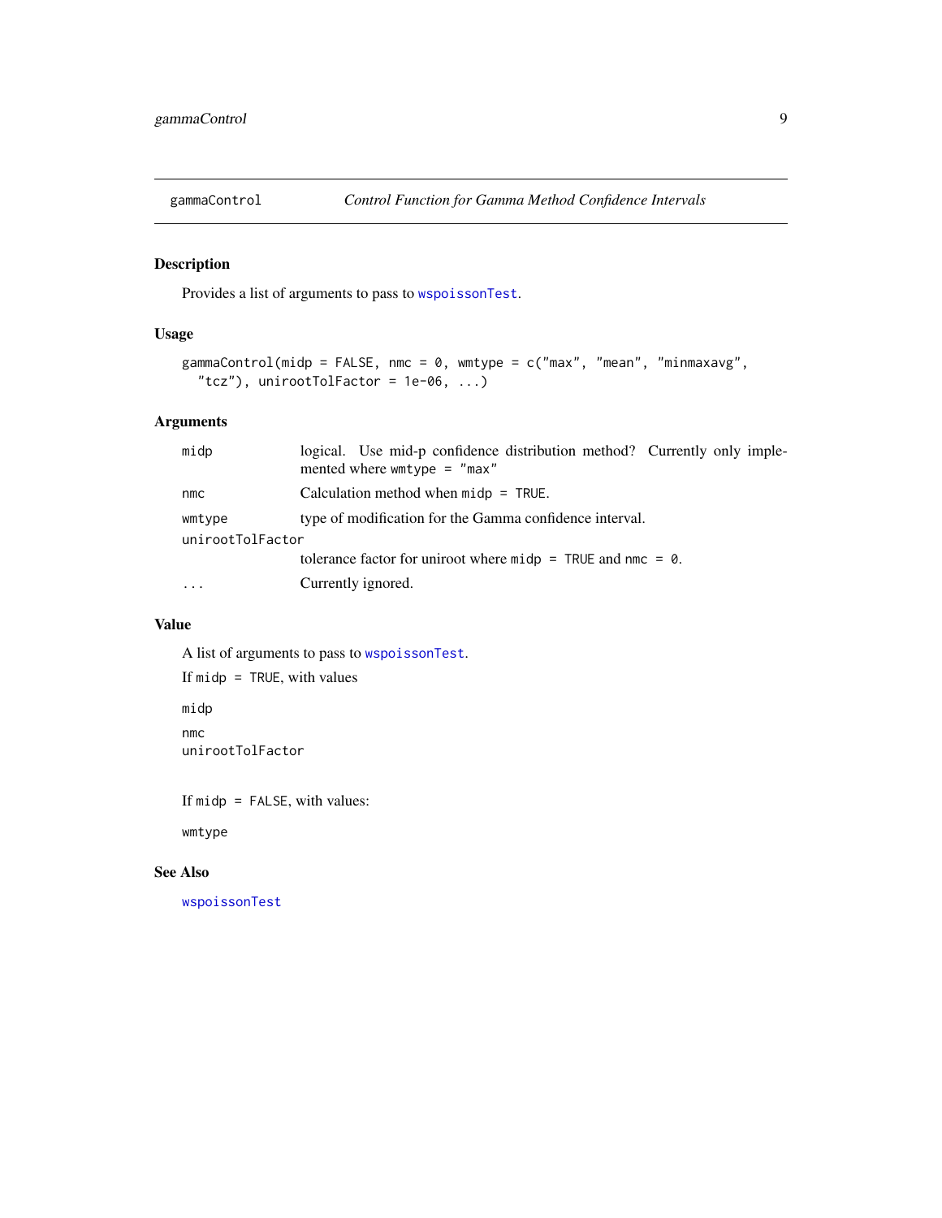# gammaControl — *Control Function for Gamma Method Confidence Intervals*

## Description

Provides a list of arguments to pass to `wspoissonTest`.

## Usage

```
gammaControl(midp = FALSE, nmc = 0, wmtype = c("max", "mean", "minmaxavg",
  "tcz"), unirootTolFactor = 1e-06, ...)
```

## Arguments

| Argument | Description |
|---|---|
| `midp` | logical. Use mid-p confidence distribution method? Currently only implemented where `wmtype = "max"` |
| `nmc` | Calculation method when `midp = TRUE`. |
| `wmtype` | type of modification for the Gamma confidence interval. |
| `unirootTolFactor` | tolerance factor for uniroot where `midp = TRUE` and `nmc = 0`. |
| `...` | Currently ignored. |

## Value

A list of arguments to pass to `wspoissonTest`.

If `midp = TRUE`, with values

`midp`

`nmc`

`unirootTolFactor`

If `midp = FALSE`, with values:

`wmtype`

## See Also

`wspoissonTest`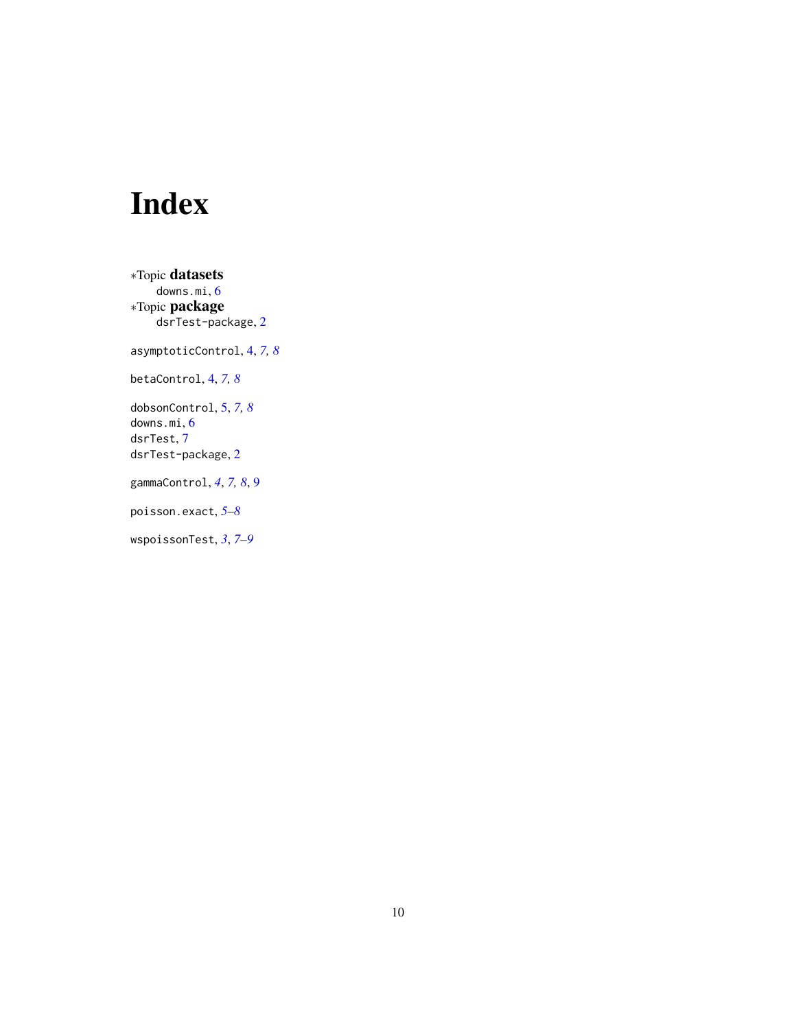# Index

*Topic **datasets**
    downs.mi, 6
*Topic **package**
    dsrTest-package, 2

asymptoticControl, 4, *7, 8*

betaControl, 4, *7, 8*

dobsonControl, 5, *7, 8*
downs.mi, 6
dsrTest, 7
dsrTest-package, 2

gammaControl, *4*, *7, 8*, 9

poisson.exact, *5–8*

wspoissonTest, *3*, *7–9*